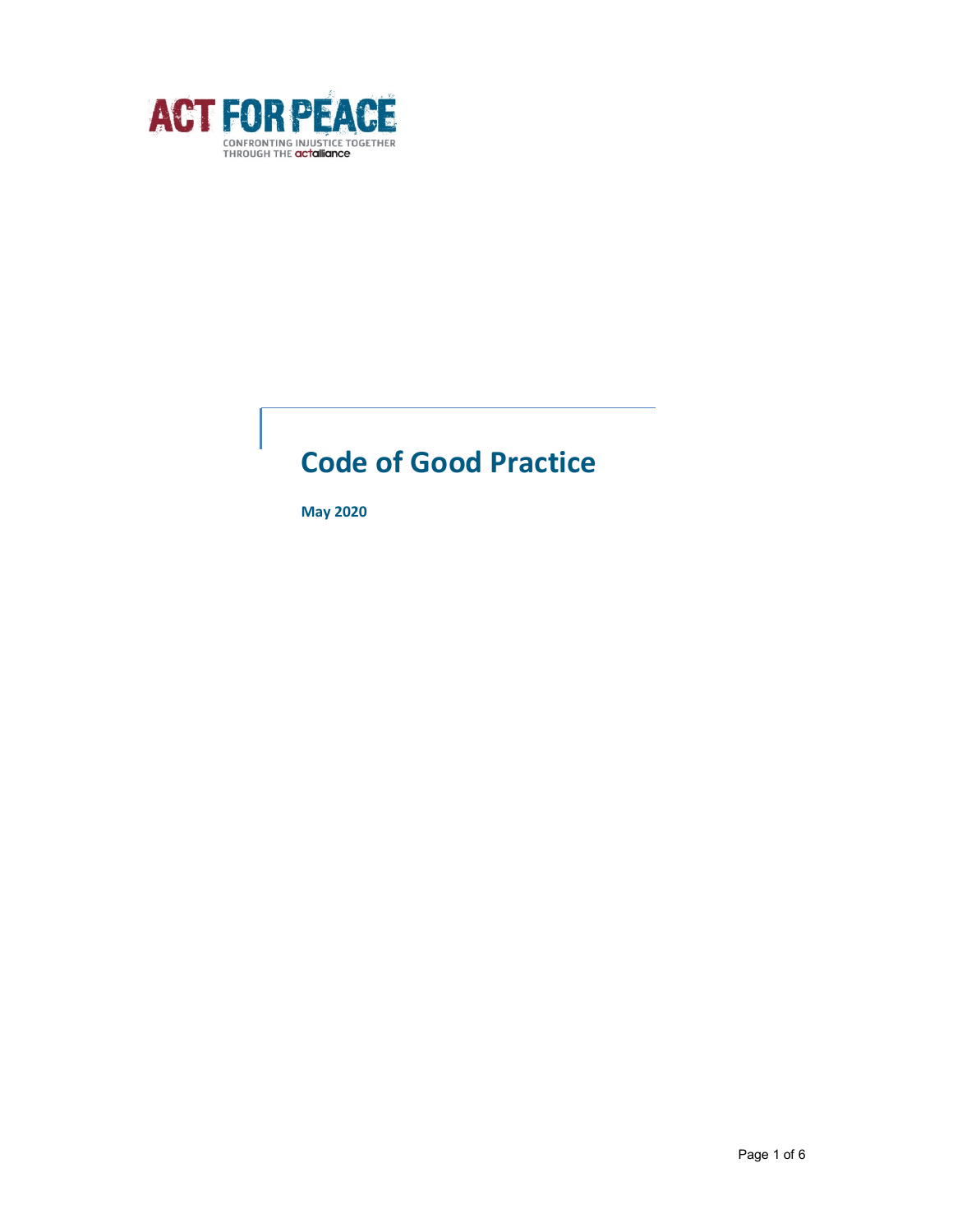ACT FOR PEACE

CONFRONTING INJUSTICE TOGETHER THROUGH THE actalliance

# Code of Good Practice

**May 2020**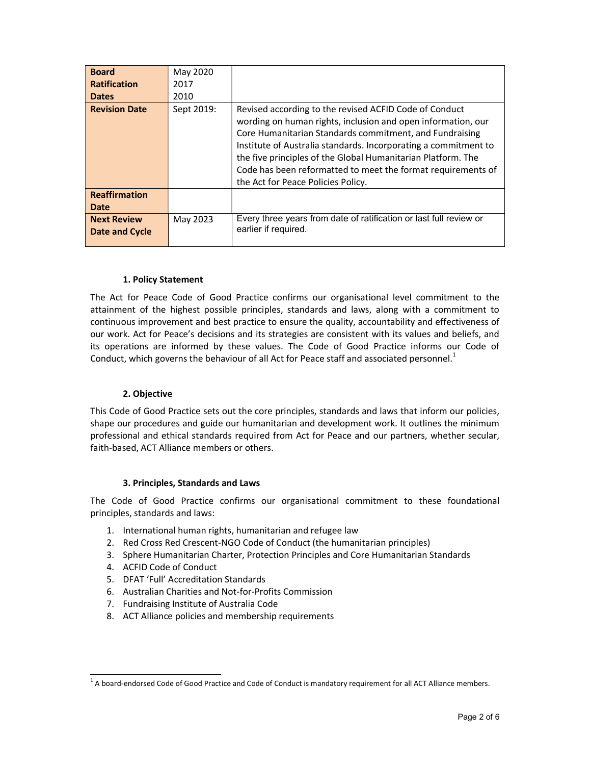| | | |
|---|---|---|
| **Board Ratification Dates** | May 2020<br>2017<br>2010 | |
| **Revision Date** | Sept 2019: | Revised according to the revised ACFID Code of Conduct wording on human rights, inclusion and open information, our Core Humanitarian Standards commitment, and Fundraising Institute of Australia standards. Incorporating a commitment to the five principles of the Global Humanitarian Platform. The Code has been reformatted to meet the format requirements of the Act for Peace Policies Policy. |
| **Reaffirmation Date** | | |
| **Next Review Date and Cycle** | May 2023 | Every three years from date of ratification or last full review or earlier if required. |

## 1. Policy Statement

The Act for Peace Code of Good Practice confirms our organisational level commitment to the attainment of the highest possible principles, standards and laws, along with a commitment to continuous improvement and best practice to ensure the quality, accountability and effectiveness of our work. Act for Peace's decisions and its strategies are consistent with its values and beliefs, and its operations are informed by these values. The Code of Good Practice informs our Code of Conduct, which governs the behaviour of all Act for Peace staff and associated personnel.[1]

## 2. Objective

This Code of Good Practice sets out the core principles, standards and laws that inform our policies, shape our procedures and guide our humanitarian and development work. It outlines the minimum professional and ethical standards required from Act for Peace and our partners, whether secular, faith-based, ACT Alliance members or others.

## 3. Principles, Standards and Laws

The Code of Good Practice confirms our organisational commitment to these foundational principles, standards and laws:

1. International human rights, humanitarian and refugee law
2. Red Cross Red Crescent-NGO Code of Conduct (the humanitarian principles)
3. Sphere Humanitarian Charter, Protection Principles and Core Humanitarian Standards
4. ACFID Code of Conduct
5. DFAT 'Full' Accreditation Standards
6. Australian Charities and Not-for-Profits Commission
7. Fundraising Institute of Australia Code
8. ACT Alliance policies and membership requirements

[1] A board-endorsed Code of Good Practice and Code of Conduct is mandatory requirement for all ACT Alliance members.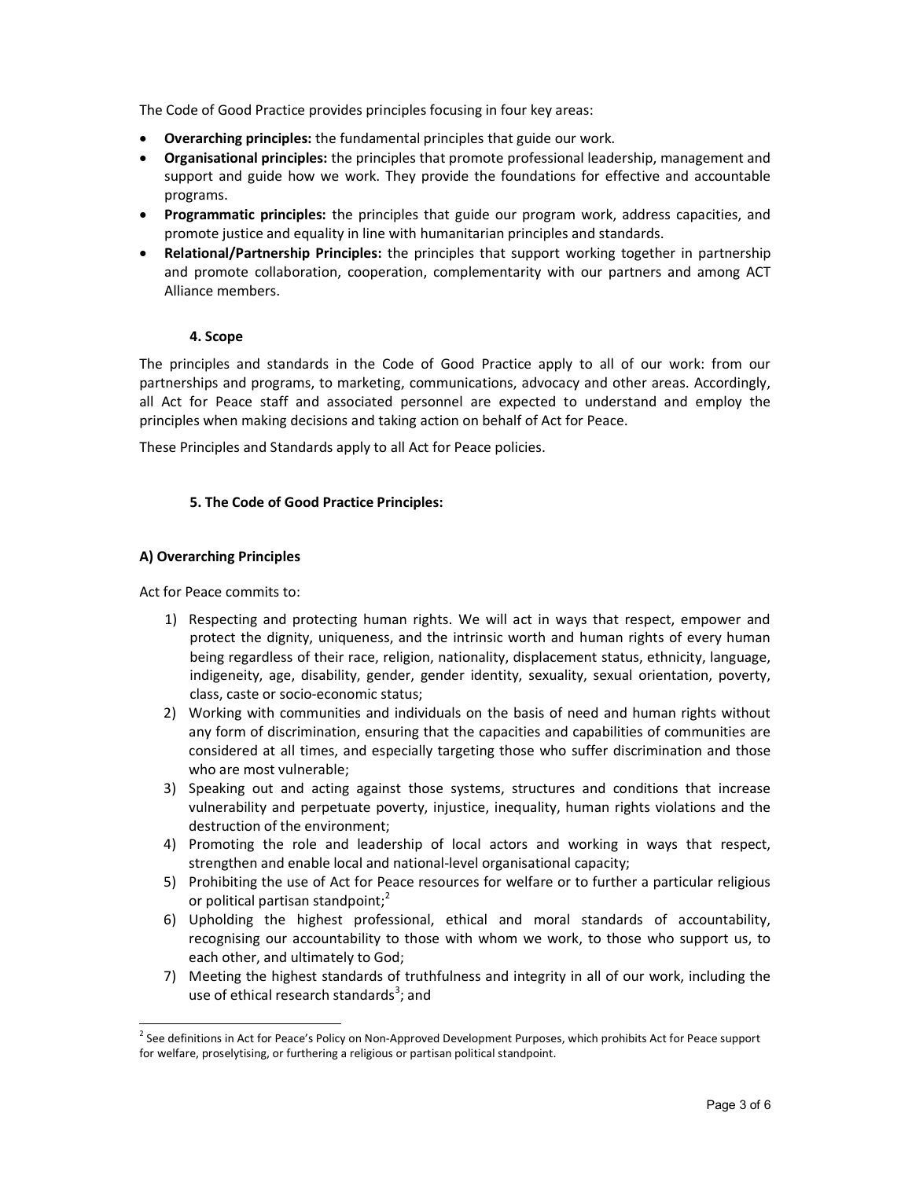The Code of Good Practice provides principles focusing in four key areas:

- **Overarching principles:** the fundamental principles that guide our work.
- **Organisational principles:** the principles that promote professional leadership, management and support and guide how we work. They provide the foundations for effective and accountable programs.
- **Programmatic principles:** the principles that guide our program work, address capacities, and promote justice and equality in line with humanitarian principles and standards.
- **Relational/Partnership Principles:** the principles that support working together in partnership and promote collaboration, cooperation, complementarity with our partners and among ACT Alliance members.

## 4. Scope

The principles and standards in the Code of Good Practice apply to all of our work: from our partnerships and programs, to marketing, communications, advocacy and other areas. Accordingly, all Act for Peace staff and associated personnel are expected to understand and employ the principles when making decisions and taking action on behalf of Act for Peace.

These Principles and Standards apply to all Act for Peace policies.

## 5. The Code of Good Practice Principles:

### A) Overarching Principles

Act for Peace commits to:

1) Respecting and protecting human rights. We will act in ways that respect, empower and protect the dignity, uniqueness, and the intrinsic worth and human rights of every human being regardless of their race, religion, nationality, displacement status, ethnicity, language, indigeneity, age, disability, gender, gender identity, sexuality, sexual orientation, poverty, class, caste or socio-economic status;
2) Working with communities and individuals on the basis of need and human rights without any form of discrimination, ensuring that the capacities and capabilities of communities are considered at all times, and especially targeting those who suffer discrimination and those who are most vulnerable;
3) Speaking out and acting against those systems, structures and conditions that increase vulnerability and perpetuate poverty, injustice, inequality, human rights violations and the destruction of the environment;
4) Promoting the role and leadership of local actors and working in ways that respect, strengthen and enable local and national-level organisational capacity;
5) Prohibiting the use of Act for Peace resources for welfare or to further a particular religious or political partisan standpoint;[2]
6) Upholding the highest professional, ethical and moral standards of accountability, recognising our accountability to those with whom we work, to those who support us, to each other, and ultimately to God;
7) Meeting the highest standards of truthfulness and integrity in all of our work, including the use of ethical research standards[3]; and

[2] See definitions in Act for Peace's Policy on Non-Approved Development Purposes, which prohibits Act for Peace support for welfare, proselytising, or furthering a religious or partisan political standpoint.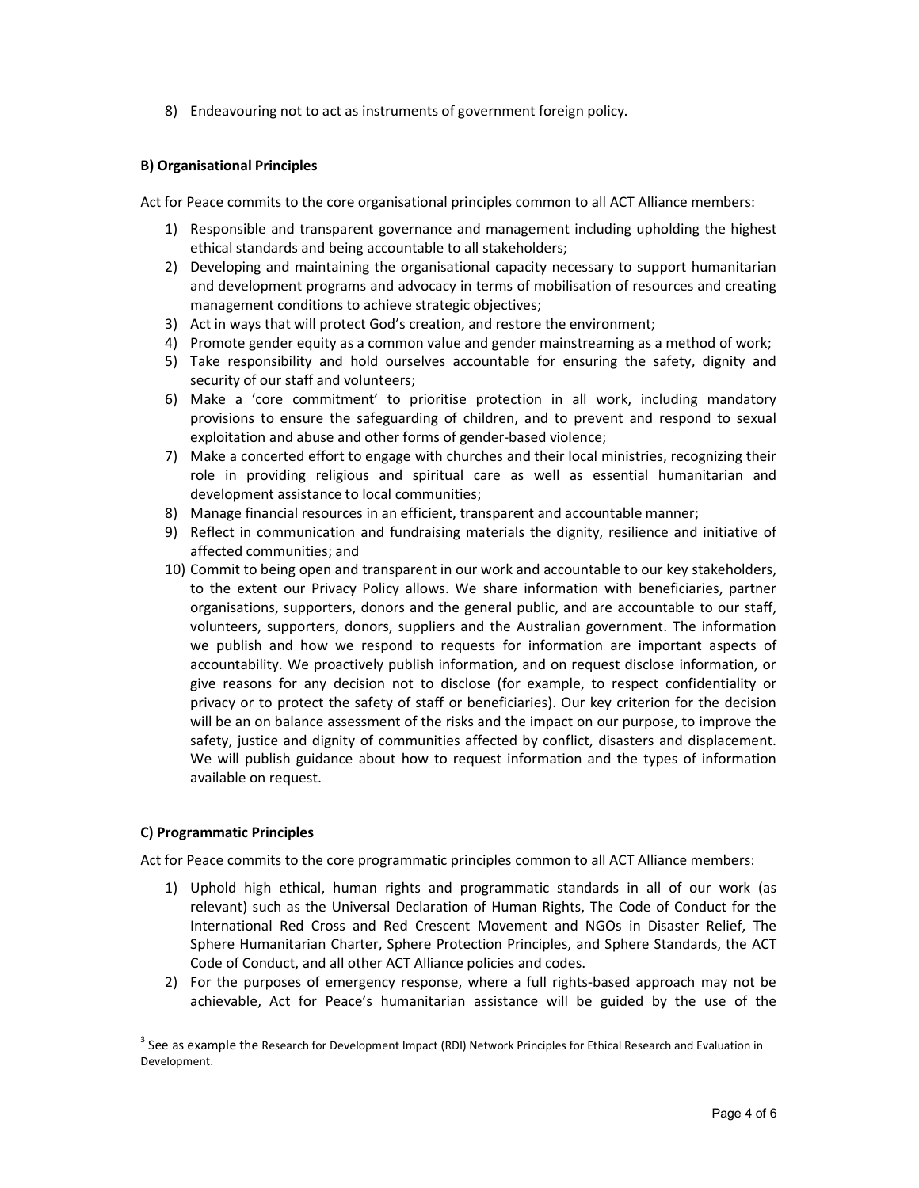8) Endeavouring not to act as instruments of government foreign policy.

**B) Organisational Principles**

Act for Peace commits to the core organisational principles common to all ACT Alliance members:

1) Responsible and transparent governance and management including upholding the highest ethical standards and being accountable to all stakeholders;
2) Developing and maintaining the organisational capacity necessary to support humanitarian and development programs and advocacy in terms of mobilisation of resources and creating management conditions to achieve strategic objectives;
3) Act in ways that will protect God's creation, and restore the environment;
4) Promote gender equity as a common value and gender mainstreaming as a method of work;
5) Take responsibility and hold ourselves accountable for ensuring the safety, dignity and security of our staff and volunteers;
6) Make a 'core commitment' to prioritise protection in all work, including mandatory provisions to ensure the safeguarding of children, and to prevent and respond to sexual exploitation and abuse and other forms of gender-based violence;
7) Make a concerted effort to engage with churches and their local ministries, recognizing their role in providing religious and spiritual care as well as essential humanitarian and development assistance to local communities;
8) Manage financial resources in an efficient, transparent and accountable manner;
9) Reflect in communication and fundraising materials the dignity, resilience and initiative of affected communities; and
10) Commit to being open and transparent in our work and accountable to our key stakeholders, to the extent our Privacy Policy allows. We share information with beneficiaries, partner organisations, supporters, donors and the general public, and are accountable to our staff, volunteers, supporters, donors, suppliers and the Australian government. The information we publish and how we respond to requests for information are important aspects of accountability. We proactively publish information, and on request disclose information, or give reasons for any decision not to disclose (for example, to respect confidentiality or privacy or to protect the safety of staff or beneficiaries). Our key criterion for the decision will be an on balance assessment of the risks and the impact on our purpose, to improve the safety, justice and dignity of communities affected by conflict, disasters and displacement. We will publish guidance about how to request information and the types of information available on request.

**C) Programmatic Principles**

Act for Peace commits to the core programmatic principles common to all ACT Alliance members:

1) Uphold high ethical, human rights and programmatic standards in all of our work (as relevant) such as the Universal Declaration of Human Rights, The Code of Conduct for the International Red Cross and Red Crescent Movement and NGOs in Disaster Relief, The Sphere Humanitarian Charter, Sphere Protection Principles, and Sphere Standards, the ACT Code of Conduct, and all other ACT Alliance policies and codes.
2) For the purposes of emergency response, where a full rights-based approach may not be achievable, Act for Peace's humanitarian assistance will be guided by the use of the

[3] See as example the Research for Development Impact (RDI) Network Principles for Ethical Research and Evaluation in Development.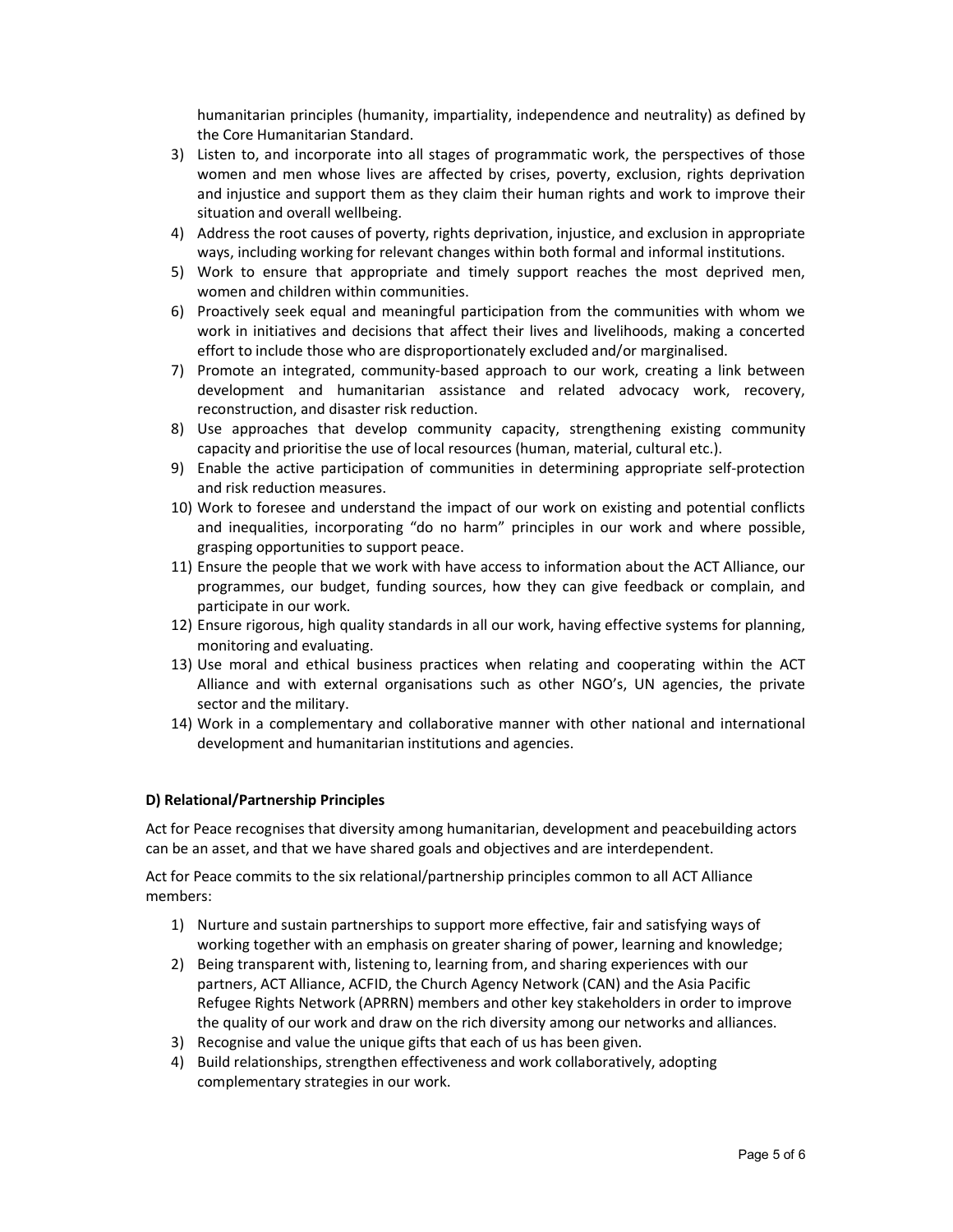humanitarian principles (humanity, impartiality, independence and neutrality) as defined by the Core Humanitarian Standard.

3) Listen to, and incorporate into all stages of programmatic work, the perspectives of those women and men whose lives are affected by crises, poverty, exclusion, rights deprivation and injustice and support them as they claim their human rights and work to improve their situation and overall wellbeing.
4) Address the root causes of poverty, rights deprivation, injustice, and exclusion in appropriate ways, including working for relevant changes within both formal and informal institutions.
5) Work to ensure that appropriate and timely support reaches the most deprived men, women and children within communities.
6) Proactively seek equal and meaningful participation from the communities with whom we work in initiatives and decisions that affect their lives and livelihoods, making a concerted effort to include those who are disproportionately excluded and/or marginalised.
7) Promote an integrated, community-based approach to our work, creating a link between development and humanitarian assistance and related advocacy work, recovery, reconstruction, and disaster risk reduction.
8) Use approaches that develop community capacity, strengthening existing community capacity and prioritise the use of local resources (human, material, cultural etc.).
9) Enable the active participation of communities in determining appropriate self-protection and risk reduction measures.
10) Work to foresee and understand the impact of our work on existing and potential conflicts and inequalities, incorporating "do no harm" principles in our work and where possible, grasping opportunities to support peace.
11) Ensure the people that we work with have access to information about the ACT Alliance, our programmes, our budget, funding sources, how they can give feedback or complain, and participate in our work.
12) Ensure rigorous, high quality standards in all our work, having effective systems for planning, monitoring and evaluating.
13) Use moral and ethical business practices when relating and cooperating within the ACT Alliance and with external organisations such as other NGO's, UN agencies, the private sector and the military.
14) Work in a complementary and collaborative manner with other national and international development and humanitarian institutions and agencies.

### D) Relational/Partnership Principles

Act for Peace recognises that diversity among humanitarian, development and peacebuilding actors can be an asset, and that we have shared goals and objectives and are interdependent.

Act for Peace commits to the six relational/partnership principles common to all ACT Alliance members:

1) Nurture and sustain partnerships to support more effective, fair and satisfying ways of working together with an emphasis on greater sharing of power, learning and knowledge;
2) Being transparent with, listening to, learning from, and sharing experiences with our partners, ACT Alliance, ACFID, the Church Agency Network (CAN) and the Asia Pacific Refugee Rights Network (APRRN) members and other key stakeholders in order to improve the quality of our work and draw on the rich diversity among our networks and alliances.
3) Recognise and value the unique gifts that each of us has been given.
4) Build relationships, strengthen effectiveness and work collaboratively, adopting complementary strategies in our work.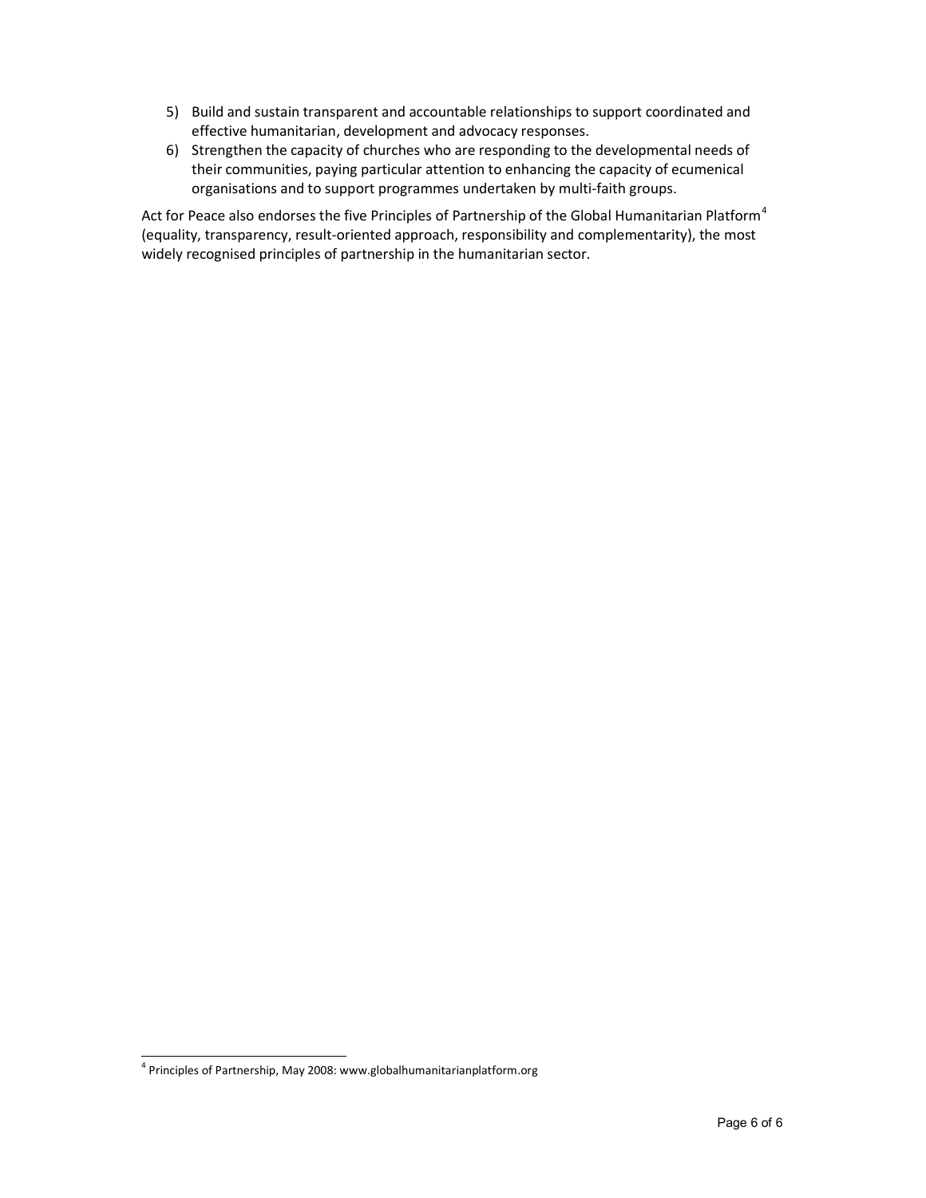5) Build and sustain transparent and accountable relationships to support coordinated and effective humanitarian, development and advocacy responses.
6) Strengthen the capacity of churches who are responding to the developmental needs of their communities, paying particular attention to enhancing the capacity of ecumenical organisations and to support programmes undertaken by multi-faith groups.

Act for Peace also endorses the five Principles of Partnership of the Global Humanitarian Platform[4] (equality, transparency, result-oriented approach, responsibility and complementarity), the most widely recognised principles of partnership in the humanitarian sector.

[4] Principles of Partnership, May 2008: www.globalhumanitarianplatform.org